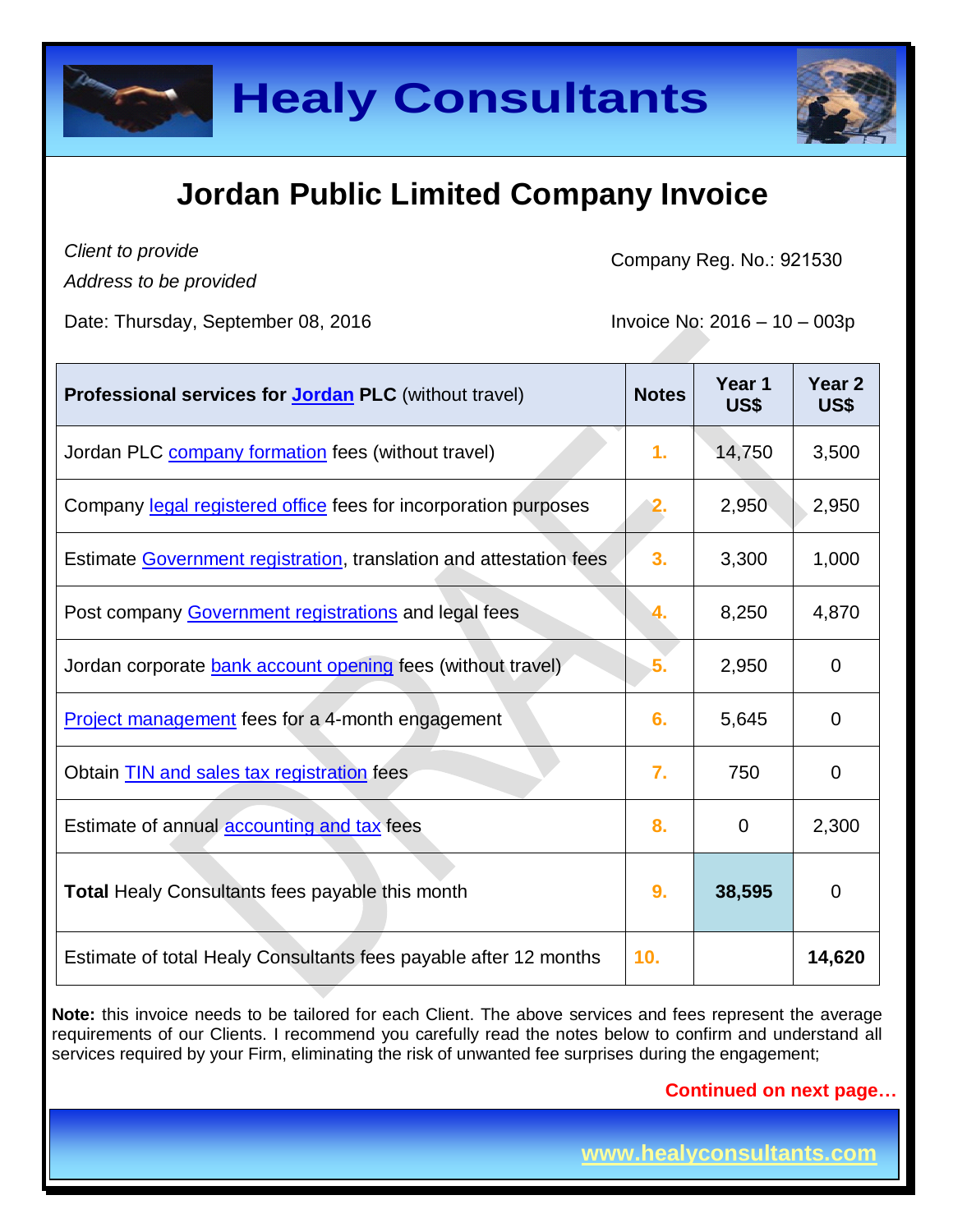# Healy Consultants

## Jordan Public Limited Company Invoice

*Client to provide*
*Address to be provided*

Company Reg. No.: 921530

Date: Thursday, September 08, 2016

Invoice No: 2016 – 10 – 003p

| Professional services for Jordan PLC (without travel) | Notes | Year 1 US$ | Year 2 US$ |
|---|---|---|---|
| Jordan PLC company formation fees (without travel) | 1. | 14,750 | 3,500 |
| Company legal registered office fees for incorporation purposes | 2. | 2,950 | 2,950 |
| Estimate Government registration, translation and attestation fees | 3. | 3,300 | 1,000 |
| Post company Government registrations and legal fees | 4. | 8,250 | 4,870 |
| Jordan corporate bank account opening fees (without travel) | 5. | 2,950 | 0 |
| Project management fees for a 4-month engagement | 6. | 5,645 | 0 |
| Obtain TIN and sales tax registration fees | 7. | 750 | 0 |
| Estimate of annual accounting and tax fees | 8. | 0 | 2,300 |
| **Total** Healy Consultants fees payable this month | 9. | **38,595** | 0 |
| Estimate of total Healy Consultants fees payable after 12 months | 10. | | **14,620** |

**Note:** this invoice needs to be tailored for each Client. The above services and fees represent the average requirements of our Clients. I recommend you carefully read the notes below to confirm and understand all services required by your Firm, eliminating the risk of unwanted fee surprises during the engagement;

**Continued on next page…**

www.healyconsultants.com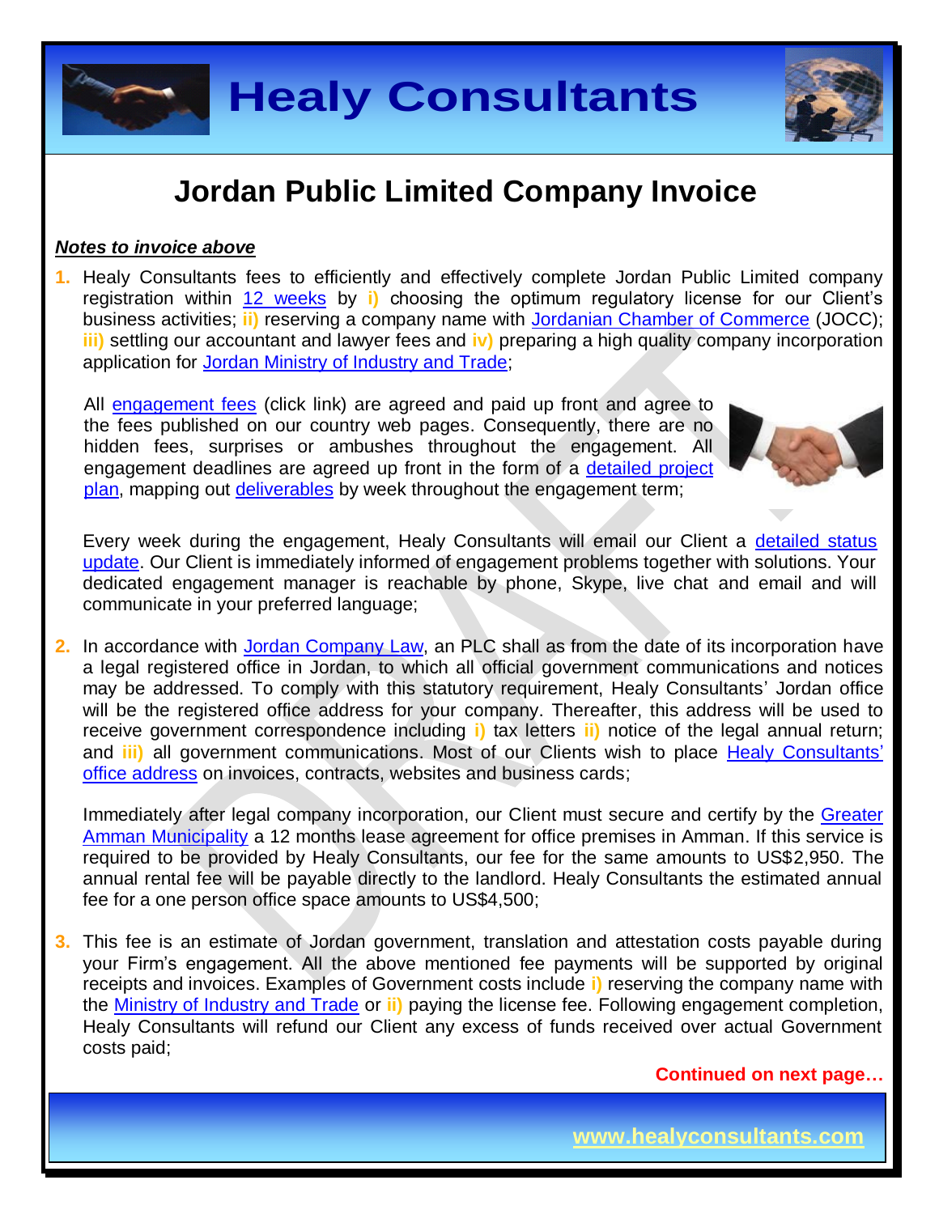# Jordan Public Limited Company Invoice

***Notes to invoice above***

1. Healy Consultants fees to efficiently and effectively complete Jordan Public Limited company registration within 12 weeks by **i)** choosing the optimum regulatory license for our Client's business activities; **ii)** reserving a company name with Jordanian Chamber of Commerce (JOCC); **iii)** settling our accountant and lawyer fees and **iv)** preparing a high quality company incorporation application for Jordan Ministry of Industry and Trade;

   All engagement fees (click link) are agreed and paid up front and agree to the fees published on our country web pages. Consequently, there are no hidden fees, surprises or ambushes throughout the engagement. All engagement deadlines are agreed up front in the form of a detailed project plan, mapping out deliverables by week throughout the engagement term;

   Every week during the engagement, Healy Consultants will email our Client a detailed status update. Our Client is immediately informed of engagement problems together with solutions. Your dedicated engagement manager is reachable by phone, Skype, live chat and email and will communicate in your preferred language;

2. In accordance with Jordan Company Law, an PLC shall as from the date of its incorporation have a legal registered office in Jordan, to which all official government communications and notices may be addressed. To comply with this statutory requirement, Healy Consultants' Jordan office will be the registered office address for your company. Thereafter, this address will be used to receive government correspondence including **i)** tax letters **ii)** notice of the legal annual return; and **iii)** all government communications. Most of our Clients wish to place Healy Consultants' office address on invoices, contracts, websites and business cards;

   Immediately after legal company incorporation, our Client must secure and certify by the Greater Amman Municipality a 12 months lease agreement for office premises in Amman. If this service is required to be provided by Healy Consultants, our fee for the same amounts to US$2,950. The annual rental fee will be payable directly to the landlord. Healy Consultants the estimated annual fee for a one person office space amounts to US$4,500;

3. This fee is an estimate of Jordan government, translation and attestation costs payable during your Firm's engagement. All the above mentioned fee payments will be supported by original receipts and invoices. Examples of Government costs include **i)** reserving the company name with the Ministry of Industry and Trade or **ii)** paying the license fee. Following engagement completion, Healy Consultants will refund our Client any excess of funds received over actual Government costs paid;

**Continued on next page…**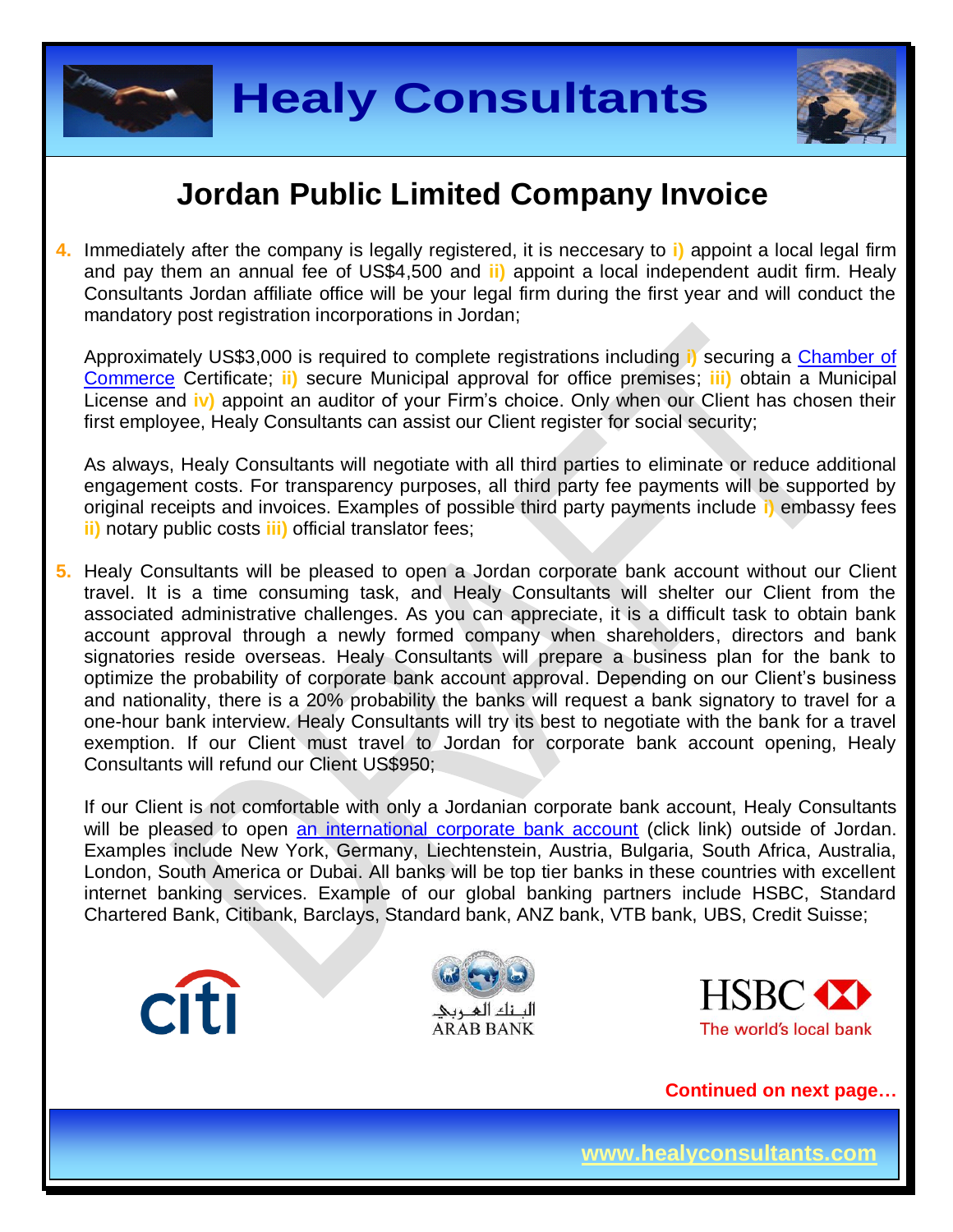# Jordan Public Limited Company Invoice

4. Immediately after the company is legally registered, it is neccesary to i) appoint a local legal firm and pay them an annual fee of US$4,500 and ii) appoint a local independent audit firm. Healy Consultants Jordan affiliate office will be your legal firm during the first year and will conduct the mandatory post registration incorporations in Jordan;

   Approximately US$3,000 is required to complete registrations including i) securing a Chamber of Commerce Certificate; ii) secure Municipal approval for office premises; iii) obtain a Municipal License and iv) appoint an auditor of your Firm's choice. Only when our Client has chosen their first employee, Healy Consultants can assist our Client register for social security;

   As always, Healy Consultants will negotiate with all third parties to eliminate or reduce additional engagement costs. For transparency purposes, all third party fee payments will be supported by original receipts and invoices. Examples of possible third party payments include i) embassy fees ii) notary public costs iii) official translator fees;

5. Healy Consultants will be pleased to open a Jordan corporate bank account without our Client travel. It is a time consuming task, and Healy Consultants will shelter our Client from the associated administrative challenges. As you can appreciate, it is a difficult task to obtain bank account approval through a newly formed company when shareholders, directors and bank signatories reside overseas. Healy Consultants will prepare a business plan for the bank to optimize the probability of corporate bank account approval. Depending on our Client's business and nationality, there is a 20% probability the banks will request a bank signatory to travel for a one-hour bank interview. Healy Consultants will try its best to negotiate with the bank for a travel exemption. If our Client must travel to Jordan for corporate bank account opening, Healy Consultants will refund our Client US$950;

   If our Client is not comfortable with only a Jordanian corporate bank account, Healy Consultants will be pleased to open an international corporate bank account (click link) outside of Jordan. Examples include New York, Germany, Liechtenstein, Austria, Bulgaria, South Africa, Australia, London, South America or Dubai. All banks will be top tier banks in these countries with excellent internet banking services. Example of our global banking partners include HSBC, Standard Chartered Bank, Citibank, Barclays, Standard bank, ANZ bank, VTB bank, UBS, Credit Suisse;

**Continued on next page…**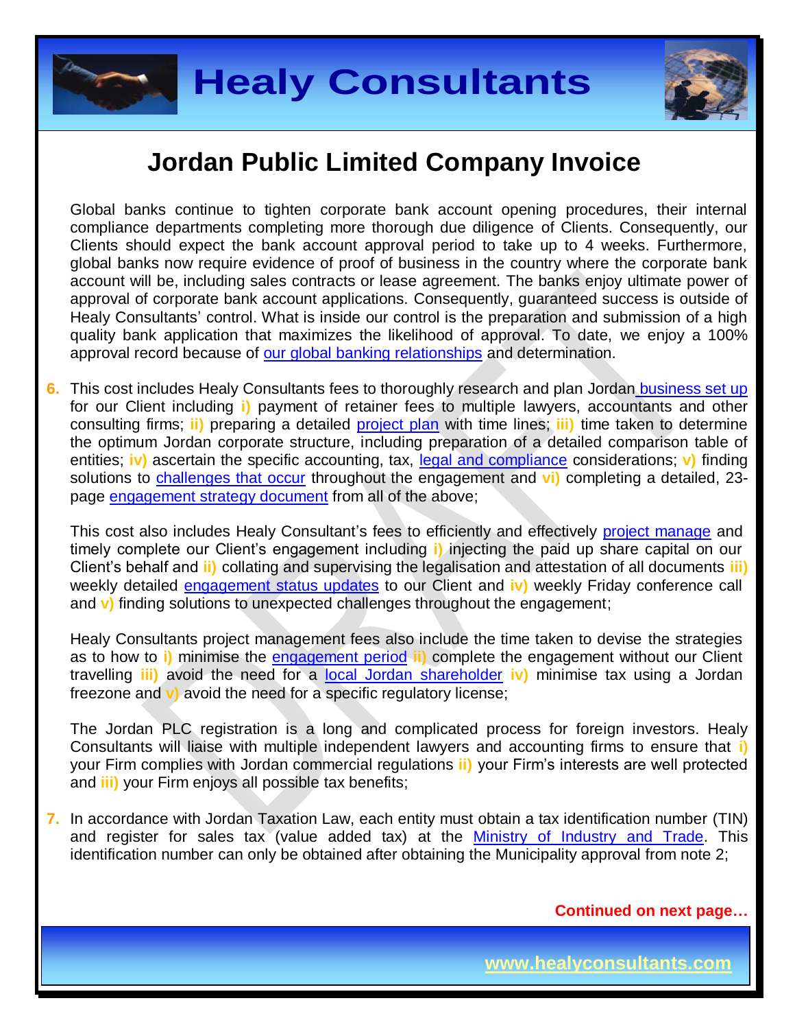# Jordan Public Limited Company Invoice

Global banks continue to tighten corporate bank account opening procedures, their internal compliance departments completing more thorough due diligence of Clients. Consequently, our Clients should expect the bank account approval period to take up to 4 weeks. Furthermore, global banks now require evidence of proof of business in the country where the corporate bank account will be, including sales contracts or lease agreement. The banks enjoy ultimate power of approval of corporate bank account applications. Consequently, guaranteed success is outside of Healy Consultants' control. What is inside our control is the preparation and submission of a high quality bank application that maximizes the likelihood of approval. To date, we enjoy a 100% approval record because of our global banking relationships and determination.

6. This cost includes Healy Consultants fees to thoroughly research and plan Jordan business set up for our Client including **i)** payment of retainer fees to multiple lawyers, accountants and other consulting firms; **ii)** preparing a detailed project plan with time lines; **iii)** time taken to determine the optimum Jordan corporate structure, including preparation of a detailed comparison table of entities; **iv)** ascertain the specific accounting, tax, legal and compliance considerations; **v)** finding solutions to challenges that occur throughout the engagement and **vi)** completing a detailed, 23-page engagement strategy document from all of the above;

   This cost also includes Healy Consultant's fees to efficiently and effectively project manage and timely complete our Client's engagement including **i)** injecting the paid up share capital on our Client's behalf and **ii)** collating and supervising the legalisation and attestation of all documents **iii)** weekly detailed engagement status updates to our Client and **iv)** weekly Friday conference call and **v)** finding solutions to unexpected challenges throughout the engagement;

   Healy Consultants project management fees also include the time taken to devise the strategies as to how to **i)** minimise the engagement period **ii)** complete the engagement without our Client travelling **iii)** avoid the need for a local Jordan shareholder **iv)** minimise tax using a Jordan freezone and **v)** avoid the need for a specific regulatory license;

   The Jordan PLC registration is a long and complicated process for foreign investors. Healy Consultants will liaise with multiple independent lawyers and accounting firms to ensure that **i)** your Firm complies with Jordan commercial regulations **ii)** your Firm's interests are well protected and **iii)** your Firm enjoys all possible tax benefits;

7. In accordance with Jordan Taxation Law, each entity must obtain a tax identification number (TIN) and register for sales tax (value added tax) at the Ministry of Industry and Trade. This identification number can only be obtained after obtaining the Municipality approval from note 2;

**Continued on next page…**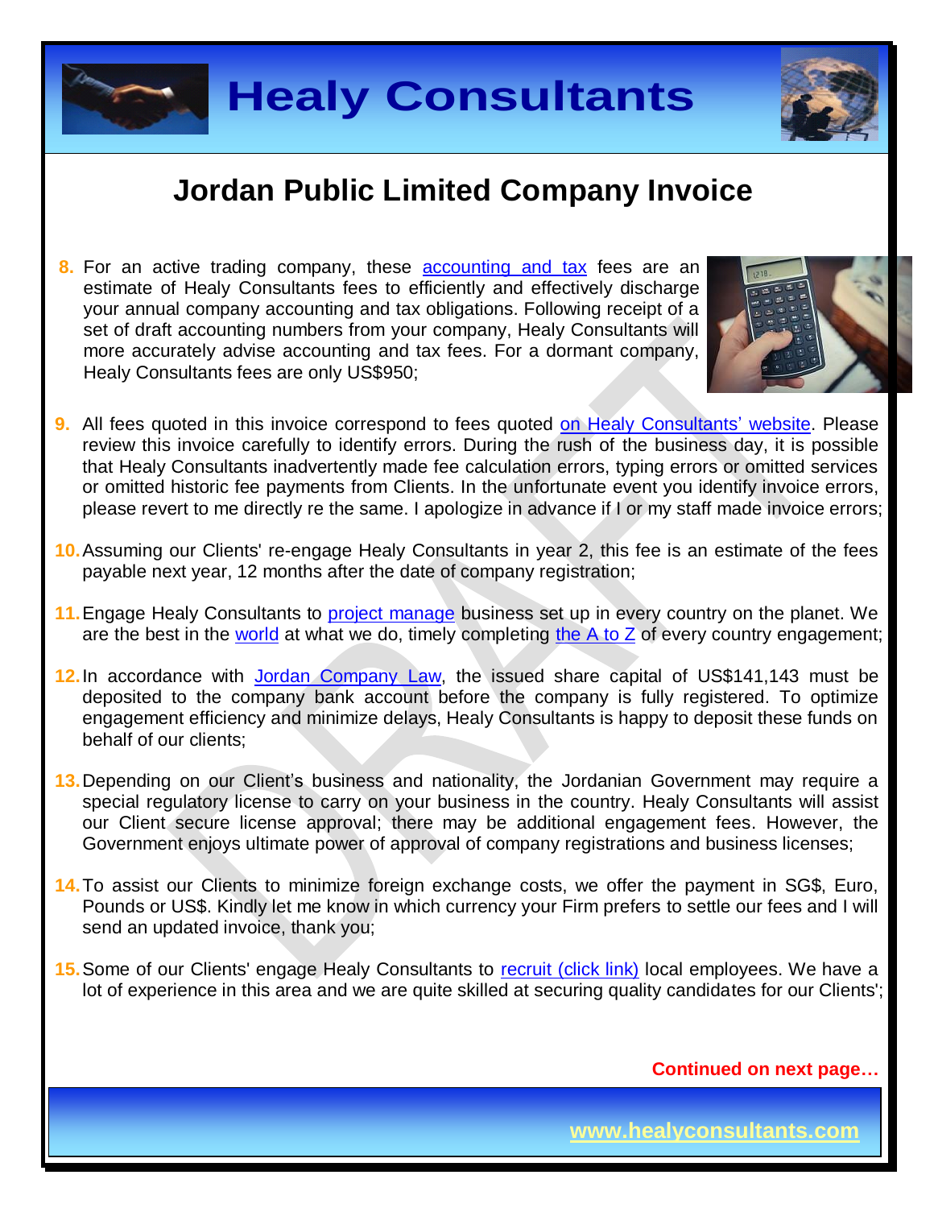# Jordan Public Limited Company Invoice

8. For an active trading company, these accounting and tax fees are an estimate of Healy Consultants fees to efficiently and effectively discharge your annual company accounting and tax obligations. Following receipt of a set of draft accounting numbers from your company, Healy Consultants will more accurately advise accounting and tax fees. For a dormant company, Healy Consultants fees are only US$950;

9. All fees quoted in this invoice correspond to fees quoted on Healy Consultants' website. Please review this invoice carefully to identify errors. During the rush of the business day, it is possible that Healy Consultants inadvertently made fee calculation errors, typing errors or omitted services or omitted historic fee payments from Clients. In the unfortunate event you identify invoice errors, please revert to me directly re the same. I apologize in advance if I or my staff made invoice errors;

10. Assuming our Clients' re-engage Healy Consultants in year 2, this fee is an estimate of the fees payable next year, 12 months after the date of company registration;

11. Engage Healy Consultants to project manage business set up in every country on the planet. We are the best in the world at what we do, timely completing the A to Z of every country engagement;

12. In accordance with Jordan Company Law, the issued share capital of US$141,143 must be deposited to the company bank account before the company is fully registered. To optimize engagement efficiency and minimize delays, Healy Consultants is happy to deposit these funds on behalf of our clients;

13. Depending on our Client's business and nationality, the Jordanian Government may require a special regulatory license to carry on your business in the country. Healy Consultants will assist our Client secure license approval; there may be additional engagement fees. However, the Government enjoys ultimate power of approval of company registrations and business licenses;

14. To assist our Clients to minimize foreign exchange costs, we offer the payment in SG$, Euro, Pounds or US$. Kindly let me know in which currency your Firm prefers to settle our fees and I will send an updated invoice, thank you;

15. Some of our Clients' engage Healy Consultants to recruit (click link) local employees. We have a lot of experience in this area and we are quite skilled at securing quality candidates for our Clients';

**Continued on next page…**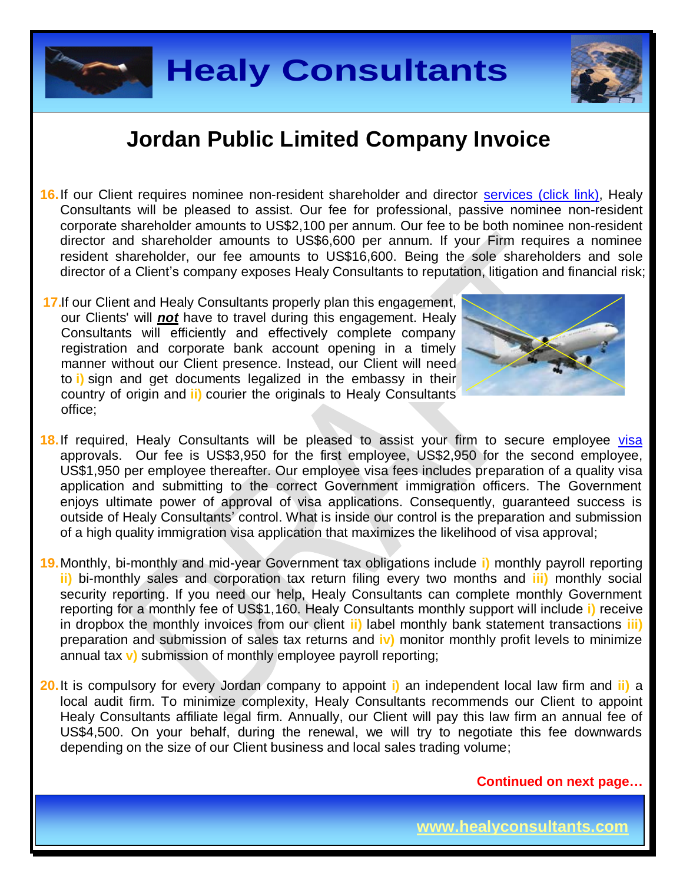# Jordan Public Limited Company Invoice

16. If our Client requires nominee non-resident shareholder and director services (click link), Healy Consultants will be pleased to assist. Our fee for professional, passive nominee non-resident corporate shareholder amounts to US$2,100 per annum. Our fee to be both nominee non-resident director and shareholder amounts to US$6,600 per annum. If your Firm requires a nominee resident shareholder, our fee amounts to US$16,600. Being the sole shareholders and sole director of a Client's company exposes Healy Consultants to reputation, litigation and financial risk;

17. If our Client and Healy Consultants properly plan this engagement, our Clients' will ***not*** have to travel during this engagement. Healy Consultants will efficiently and effectively complete company registration and corporate bank account opening in a timely manner without our Client presence. Instead, our Client will need to **i)** sign and get documents legalized in the embassy in their country of origin and **ii)** courier the originals to Healy Consultants office;

18. If required, Healy Consultants will be pleased to assist your firm to secure employee visa approvals. Our fee is US$3,950 for the first employee, US$2,950 for the second employee, US$1,950 per employee thereafter. Our employee visa fees includes preparation of a quality visa application and submitting to the correct Government immigration officers. The Government enjoys ultimate power of approval of visa applications. Consequently, guaranteed success is outside of Healy Consultants' control. What is inside our control is the preparation and submission of a high quality immigration visa application that maximizes the likelihood of visa approval;

19. Monthly, bi-monthly and mid-year Government tax obligations include **i)** monthly payroll reporting **ii)** bi-monthly sales and corporation tax return filing every two months and **iii)** monthly social security reporting. If you need our help, Healy Consultants can complete monthly Government reporting for a monthly fee of US$1,160. Healy Consultants monthly support will include **i)** receive in dropbox the monthly invoices from our client **ii)** label monthly bank statement transactions **iii)** preparation and submission of sales tax returns and **iv)** monitor monthly profit levels to minimize annual tax **v)** submission of monthly employee payroll reporting;

20. It is compulsory for every Jordan company to appoint **i)** an independent local law firm and **ii)** a local audit firm. To minimize complexity, Healy Consultants recommends our Client to appoint Healy Consultants affiliate legal firm. Annually, our Client will pay this law firm an annual fee of US$4,500. On your behalf, during the renewal, we will try to negotiate this fee downwards depending on the size of our Client business and local sales trading volume;

**Continued on next page…**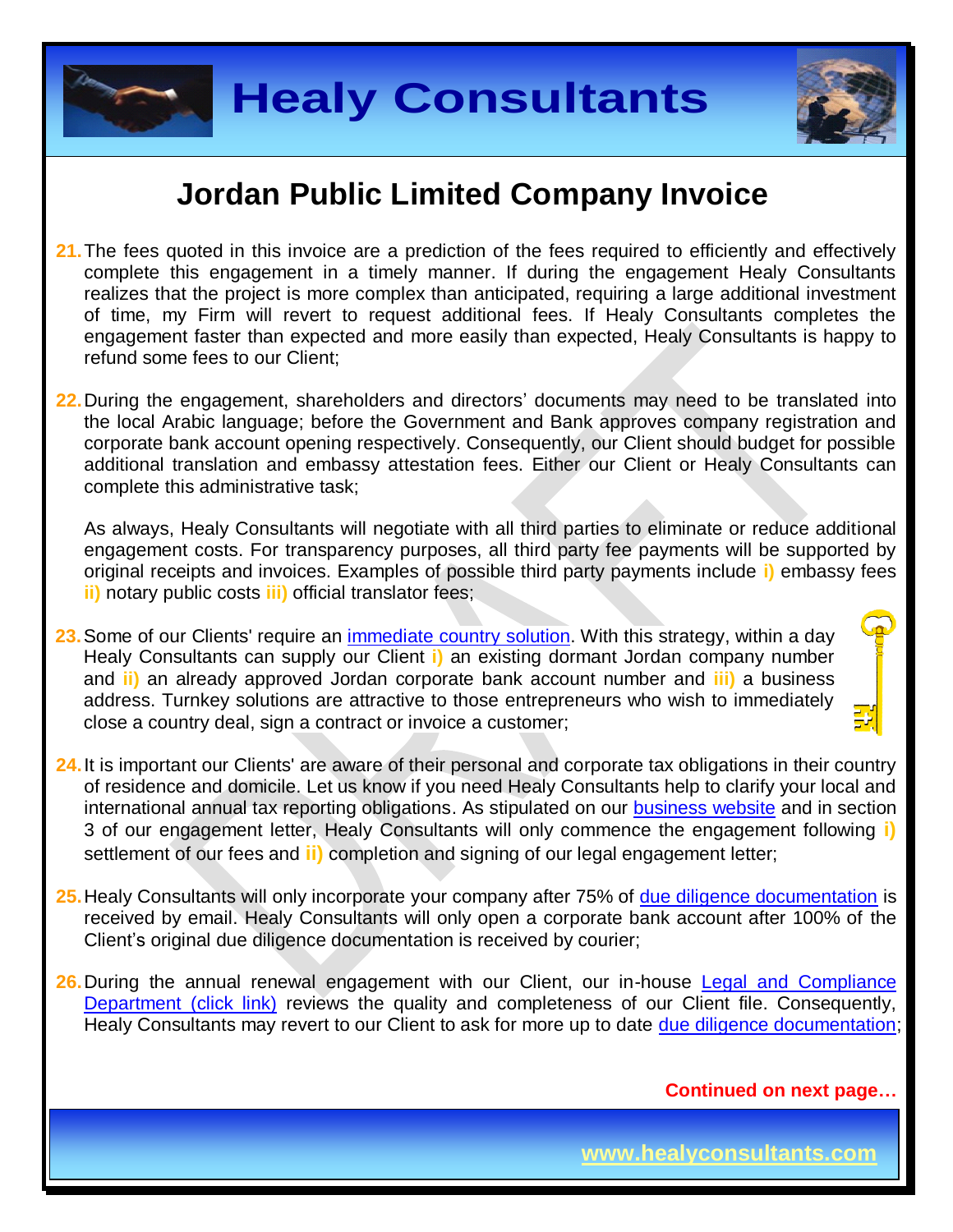# Jordan Public Limited Company Invoice

21. The fees quoted in this invoice are a prediction of the fees required to efficiently and effectively complete this engagement in a timely manner. If during the engagement Healy Consultants realizes that the project is more complex than anticipated, requiring a large additional investment of time, my Firm will revert to request additional fees. If Healy Consultants completes the engagement faster than expected and more easily than expected, Healy Consultants is happy to refund some fees to our Client;

22. During the engagement, shareholders and directors' documents may need to be translated into the local Arabic language; before the Government and Bank approves company registration and corporate bank account opening respectively. Consequently, our Client should budget for possible additional translation and embassy attestation fees. Either our Client or Healy Consultants can complete this administrative task;

    As always, Healy Consultants will negotiate with all third parties to eliminate or reduce additional engagement costs. For transparency purposes, all third party fee payments will be supported by original receipts and invoices. Examples of possible third party payments include **i)** embassy fees **ii)** notary public costs **iii)** official translator fees;

23. Some of our Clients' require an [immediate country solution](). With this strategy, within a day Healy Consultants can supply our Client **i)** an existing dormant Jordan company number and **ii)** an already approved Jordan corporate bank account number and **iii)** a business address. Turnkey solutions are attractive to those entrepreneurs who wish to immediately close a country deal, sign a contract or invoice a customer;

24. It is important our Clients' are aware of their personal and corporate tax obligations in their country of residence and domicile. Let us know if you need Healy Consultants help to clarify your local and international annual tax reporting obligations. As stipulated on our [business website]() and in section 3 of our engagement letter, Healy Consultants will only commence the engagement following **i)** settlement of our fees and **ii)** completion and signing of our legal engagement letter;

25. Healy Consultants will only incorporate your company after 75% of [due diligence documentation]() is received by email. Healy Consultants will only open a corporate bank account after 100% of the Client's original due diligence documentation is received by courier;

26. During the annual renewal engagement with our Client, our in-house [Legal and Compliance Department (click link)]() reviews the quality and completeness of our Client file. Consequently, Healy Consultants may revert to our Client to ask for more up to date [due diligence documentation]();

**Continued on next page…**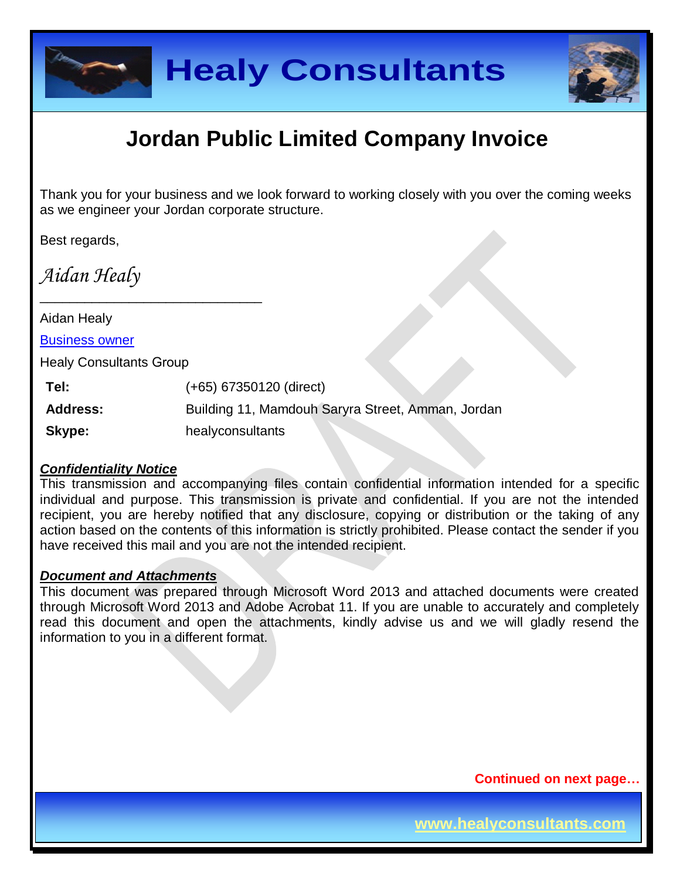# Jordan Public Limited Company Invoice

Thank you for your business and we look forward to working closely with you over the coming weeks as we engineer your Jordan corporate structure.

Best regards,

*Aidan Healy*

______________________________

Aidan Healy

[Business owner]

Healy Consultants Group

| | |
|---|---|
| **Tel:** | (+65) 67350120 (direct) |
| **Address:** | Building 11, Mamdouh Saryra Street, Amman, Jordan |
| **Skype:** | healyconsultants |

***Confidentiality Notice***

This transmission and accompanying files contain confidential information intended for a specific individual and purpose. This transmission is private and confidential. If you are not the intended recipient, you are hereby notified that any disclosure, copying or distribution or the taking of any action based on the contents of this information is strictly prohibited. Please contact the sender if you have received this mail and you are not the intended recipient.

***Document and Attachments***

This document was prepared through Microsoft Word 2013 and attached documents were created through Microsoft Word 2013 and Adobe Acrobat 11. If you are unable to accurately and completely read this document and open the attachments, kindly advise us and we will gladly resend the information to you in a different format.

**Continued on next page…**